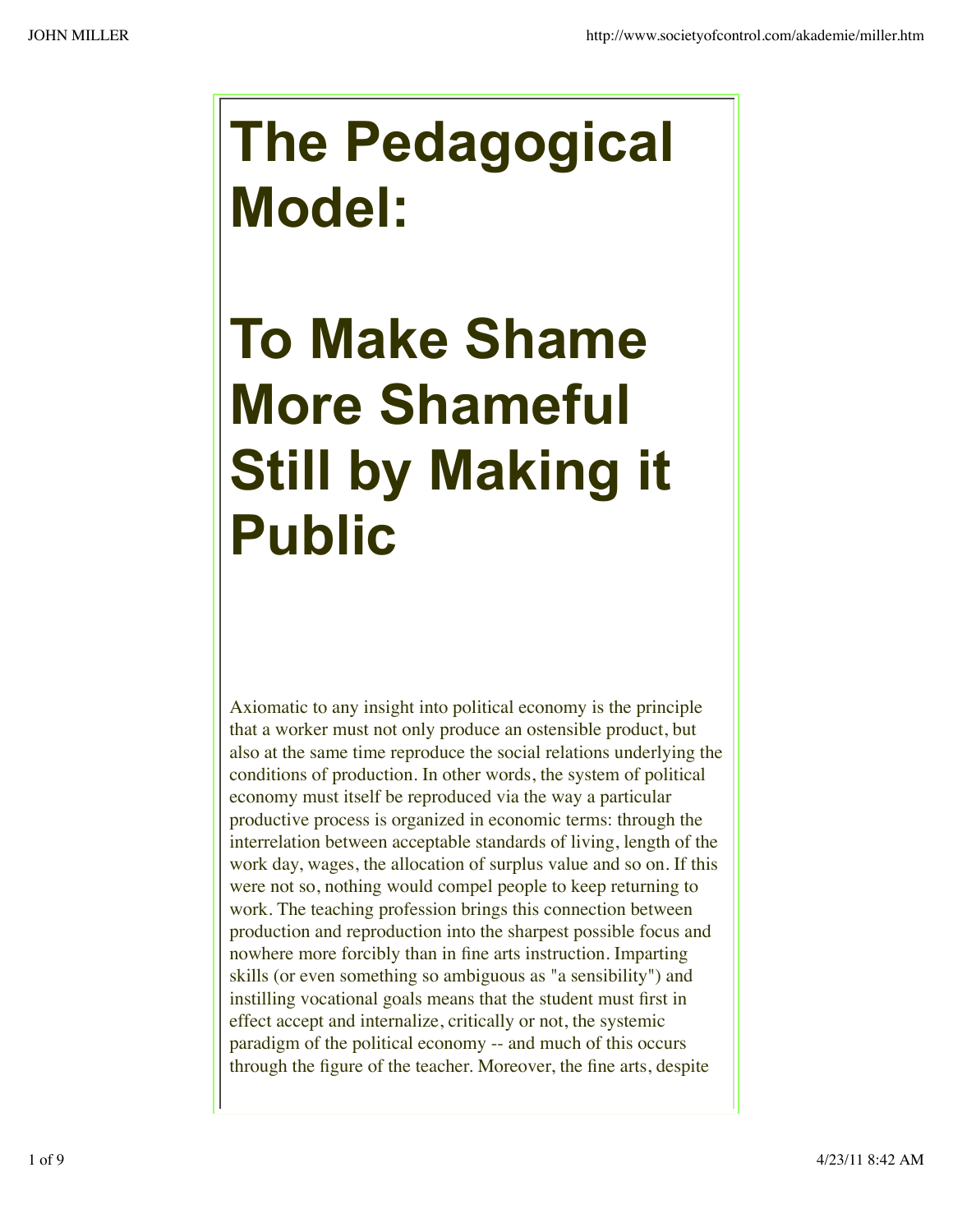# The Pedagogical Model:

# To Make Shame More Shameful Still by Making it Public

Axiomatic to any insight into political economy is the principle that a worker must not only produce an ostensible product, but also at the same time reproduce the social relations underlying the conditions of production. In other words, the system of political economy must itself be reproduced via the way a particular productive process is organized in economic terms: through the interrelation between acceptable standards of living, length of the work day, wages, the allocation of surplus value and so on. If this were not so, nothing would compel people to keep returning to work. The teaching profession brings this connection between production and reproduction into the sharpest possible focus and nowhere more forcibly than in fine arts instruction. Imparting skills (or even something so ambiguous as "a sensibility") and instilling vocational goals means that the student must first in effect accept and internalize, critically or not, the systemic paradigm of the political economy -- and much of this occurs through the figure of the teacher. Moreover, the fine arts, despite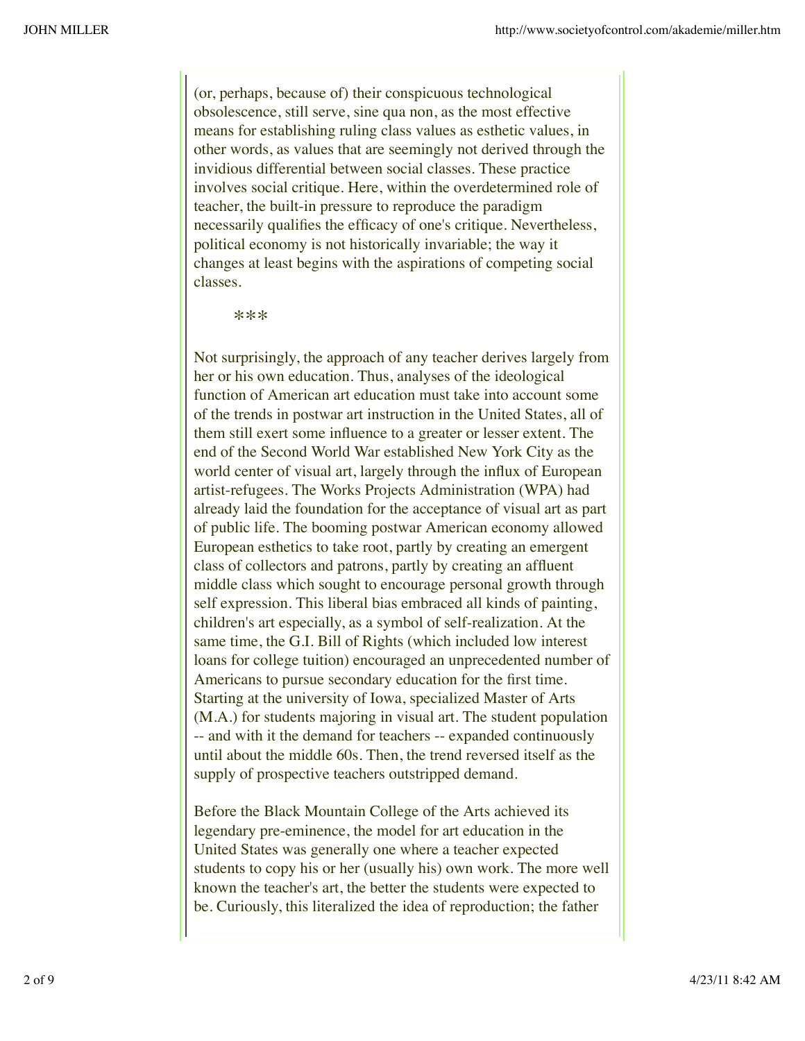(or, perhaps, because of) their conspicuous technological obsolescence, still serve, sine qua non, as the most effective means for establishing ruling class values as esthetic values, in other words, as values that are seemingly not derived through the invidious differential between social classes. These practice involves social critique. Here, within the overdetermined role of teacher, the built-in pressure to reproduce the paradigm necessarily qualifies the efficacy of one's critique. Nevertheless, political economy is not historically invariable; the way it changes at least begins with the aspirations of competing social classes.

***

Not surprisingly, the approach of any teacher derives largely from her or his own education. Thus, analyses of the ideological function of American art education must take into account some of the trends in postwar art instruction in the United States, all of them still exert some influence to a greater or lesser extent. The end of the Second World War established New York City as the world center of visual art, largely through the influx of European artist-refugees. The Works Projects Administration (WPA) had already laid the foundation for the acceptance of visual art as part of public life. The booming postwar American economy allowed European esthetics to take root, partly by creating an emergent class of collectors and patrons, partly by creating an affluent middle class which sought to encourage personal growth through self expression. This liberal bias embraced all kinds of painting, children's art especially, as a symbol of self-realization. At the same time, the G.I. Bill of Rights (which included low interest loans for college tuition) encouraged an unprecedented number of Americans to pursue secondary education for the first time. Starting at the university of Iowa, specialized Master of Arts (M.A.) for students majoring in visual art. The student population -- and with it the demand for teachers -- expanded continuously until about the middle 60s. Then, the trend reversed itself as the supply of prospective teachers outstripped demand.

Before the Black Mountain College of the Arts achieved its legendary pre-eminence, the model for art education in the United States was generally one where a teacher expected students to copy his or her (usually his) own work. The more well known the teacher's art, the better the students were expected to be. Curiously, this literalized the idea of reproduction; the father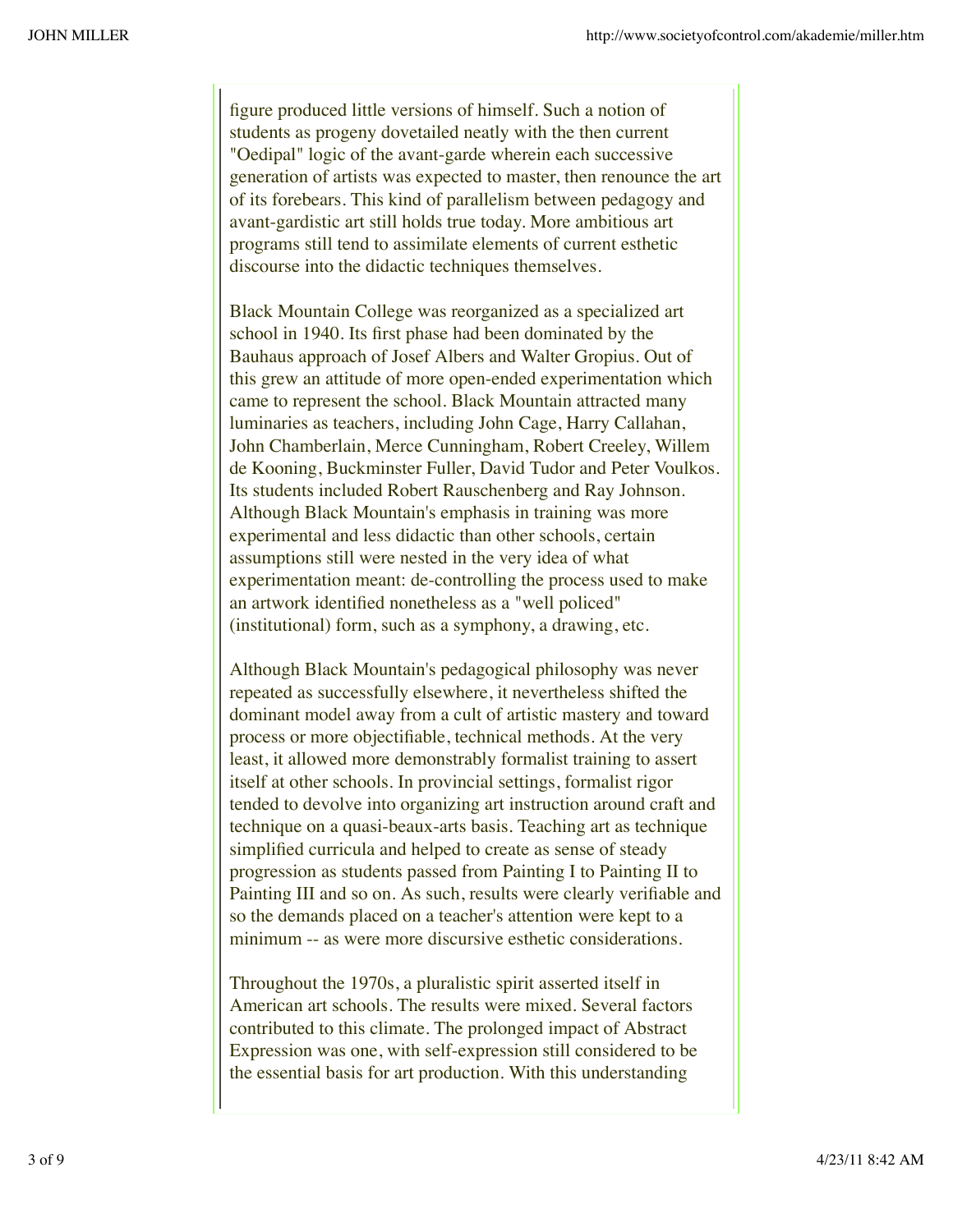figure produced little versions of himself. Such a notion of students as progeny dovetailed neatly with the then current "Oedipal" logic of the avant-garde wherein each successive generation of artists was expected to master, then renounce the art of its forebears. This kind of parallelism between pedagogy and avant-gardistic art still holds true today. More ambitious art programs still tend to assimilate elements of current esthetic discourse into the didactic techniques themselves.

Black Mountain College was reorganized as a specialized art school in 1940. Its first phase had been dominated by the Bauhaus approach of Josef Albers and Walter Gropius. Out of this grew an attitude of more open-ended experimentation which came to represent the school. Black Mountain attracted many luminaries as teachers, including John Cage, Harry Callahan, John Chamberlain, Merce Cunningham, Robert Creeley, Willem de Kooning, Buckminster Fuller, David Tudor and Peter Voulkos. Its students included Robert Rauschenberg and Ray Johnson. Although Black Mountain's emphasis in training was more experimental and less didactic than other schools, certain assumptions still were nested in the very idea of what experimentation meant: de-controlling the process used to make an artwork identified nonetheless as a "well policed" (institutional) form, such as a symphony, a drawing, etc.

Although Black Mountain's pedagogical philosophy was never repeated as successfully elsewhere, it nevertheless shifted the dominant model away from a cult of artistic mastery and toward process or more objectifiable, technical methods. At the very least, it allowed more demonstrably formalist training to assert itself at other schools. In provincial settings, formalist rigor tended to devolve into organizing art instruction around craft and technique on a quasi-beaux-arts basis. Teaching art as technique simplified curricula and helped to create as sense of steady progression as students passed from Painting I to Painting II to Painting III and so on. As such, results were clearly verifiable and so the demands placed on a teacher's attention were kept to a minimum -- as were more discursive esthetic considerations.

Throughout the 1970s, a pluralistic spirit asserted itself in American art schools. The results were mixed. Several factors contributed to this climate. The prolonged impact of Abstract Expression was one, with self-expression still considered to be the essential basis for art production. With this understanding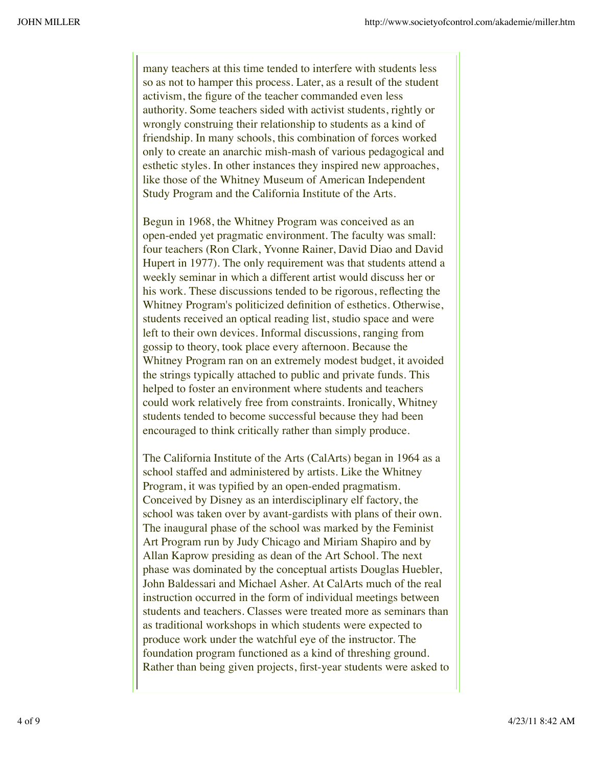many teachers at this time tended to interfere with students less so as not to hamper this process. Later, as a result of the student activism, the figure of the teacher commanded even less authority. Some teachers sided with activist students, rightly or wrongly construing their relationship to students as a kind of friendship. In many schools, this combination of forces worked only to create an anarchic mish-mash of various pedagogical and esthetic styles. In other instances they inspired new approaches, like those of the Whitney Museum of American Independent Study Program and the California Institute of the Arts.

Begun in 1968, the Whitney Program was conceived as an open-ended yet pragmatic environment. The faculty was small: four teachers (Ron Clark, Yvonne Rainer, David Diao and David Hupert in 1977). The only requirement was that students attend a weekly seminar in which a different artist would discuss her or his work. These discussions tended to be rigorous, reflecting the Whitney Program's politicized definition of esthetics. Otherwise, students received an optical reading list, studio space and were left to their own devices. Informal discussions, ranging from gossip to theory, took place every afternoon. Because the Whitney Program ran on an extremely modest budget, it avoided the strings typically attached to public and private funds. This helped to foster an environment where students and teachers could work relatively free from constraints. Ironically, Whitney students tended to become successful because they had been encouraged to think critically rather than simply produce.

The California Institute of the Arts (CalArts) began in 1964 as a school staffed and administered by artists. Like the Whitney Program, it was typified by an open-ended pragmatism. Conceived by Disney as an interdisciplinary elf factory, the school was taken over by avant-gardists with plans of their own. The inaugural phase of the school was marked by the Feminist Art Program run by Judy Chicago and Miriam Shapiro and by Allan Kaprow presiding as dean of the Art School. The next phase was dominated by the conceptual artists Douglas Huebler, John Baldessari and Michael Asher. At CalArts much of the real instruction occurred in the form of individual meetings between students and teachers. Classes were treated more as seminars than as traditional workshops in which students were expected to produce work under the watchful eye of the instructor. The foundation program functioned as a kind of threshing ground. Rather than being given projects, first-year students were asked to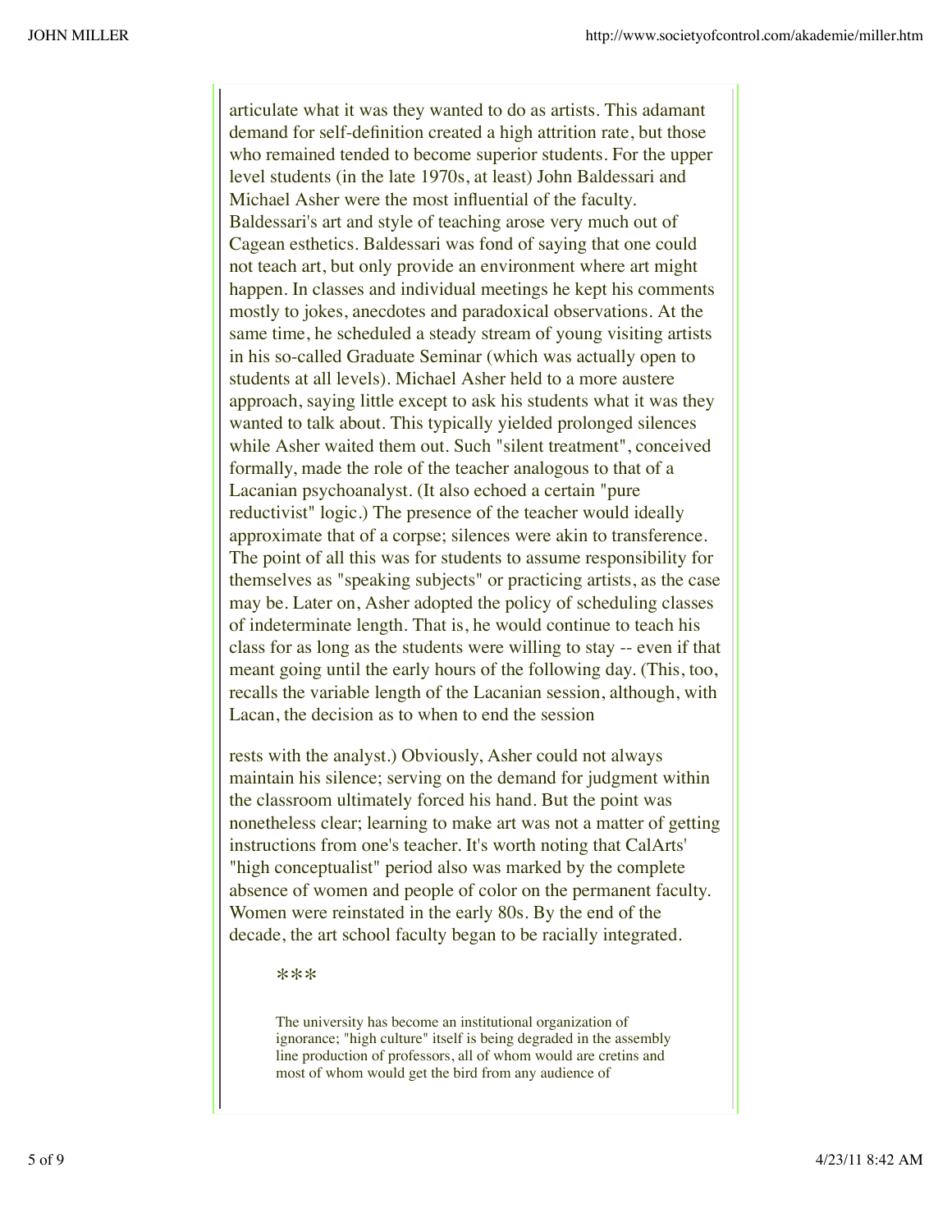articulate what it was they wanted to do as artists. This adamant demand for self-definition created a high attrition rate, but those who remained tended to become superior students. For the upper level students (in the late 1970s, at least) John Baldessari and Michael Asher were the most influential of the faculty. Baldessari's art and style of teaching arose very much out of Cagean esthetics. Baldessari was fond of saying that one could not teach art, but only provide an environment where art might happen. In classes and individual meetings he kept his comments mostly to jokes, anecdotes and paradoxical observations. At the same time, he scheduled a steady stream of young visiting artists in his so-called Graduate Seminar (which was actually open to students at all levels). Michael Asher held to a more austere approach, saying little except to ask his students what it was they wanted to talk about. This typically yielded prolonged silences while Asher waited them out. Such "silent treatment", conceived formally, made the role of the teacher analogous to that of a Lacanian psychoanalyst. (It also echoed a certain "pure reductivist" logic.) The presence of the teacher would ideally approximate that of a corpse; silences were akin to transference. The point of all this was for students to assume responsibility for themselves as "speaking subjects" or practicing artists, as the case may be. Later on, Asher adopted the policy of scheduling classes of indeterminate length. That is, he would continue to teach his class for as long as the students were willing to stay -- even if that meant going until the early hours of the following day. (This, too, recalls the variable length of the Lacanian session, although, with Lacan, the decision as to when to end the session rests with the analyst.) Obviously, Asher could not always maintain his silence; serving on the demand for judgment within the classroom ultimately forced his hand. But the point was nonetheless clear; learning to make art was not a matter of getting instructions from one's teacher. It's worth noting that CalArts' "high conceptualist" period also was marked by the complete absence of women and people of color on the permanent faculty. Women were reinstated in the early 80s. By the end of the decade, the art school faculty began to be racially integrated.

***

> The university has become an institutional organization of ignorance; "high culture" itself is being degraded in the assembly line production of professors, all of whom would are cretins and most of whom would get the bird from any audience of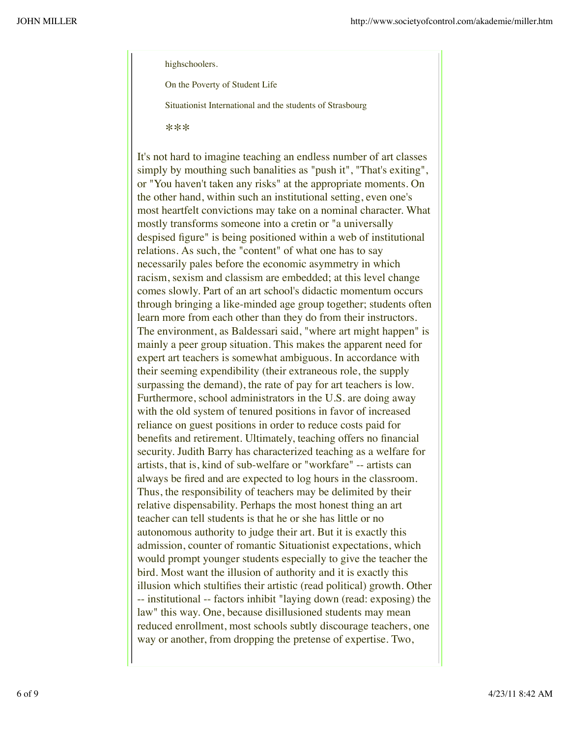highschoolers.

On the Poverty of Student Life

Situationist International and the students of Strasbourg

***

It's not hard to imagine teaching an endless number of art classes simply by mouthing such banalities as "push it", "That's exiting", or "You haven't taken any risks" at the appropriate moments. On the other hand, within such an institutional setting, even one's most heartfelt convictions may take on a nominal character. What mostly transforms someone into a cretin or "a universally despised figure" is being positioned within a web of institutional relations. As such, the "content" of what one has to say necessarily pales before the economic asymmetry in which racism, sexism and classism are embedded; at this level change comes slowly. Part of an art school's didactic momentum occurs through bringing a like-minded age group together; students often learn more from each other than they do from their instructors. The environment, as Baldessari said, "where art might happen" is mainly a peer group situation. This makes the apparent need for expert art teachers is somewhat ambiguous. In accordance with their seeming expendibility (their extraneous role, the supply surpassing the demand), the rate of pay for art teachers is low. Furthermore, school administrators in the U.S. are doing away with the old system of tenured positions in favor of increased reliance on guest positions in order to reduce costs paid for benefits and retirement. Ultimately, teaching offers no financial security. Judith Barry has characterized teaching as a welfare for artists, that is, kind of sub-welfare or "workfare" -- artists can always be fired and are expected to log hours in the classroom. Thus, the responsibility of teachers may be delimited by their relative dispensability. Perhaps the most honest thing an art teacher can tell students is that he or she has little or no autonomous authority to judge their art. But it is exactly this admission, counter of romantic Situationist expectations, which would prompt younger students especially to give the teacher the bird. Most want the illusion of authority and it is exactly this illusion which stultifies their artistic (read political) growth. Other -- institutional -- factors inhibit "laying down (read: exposing) the law" this way. One, because disillusioned students may mean reduced enrollment, most schools subtly discourage teachers, one way or another, from dropping the pretense of expertise. Two,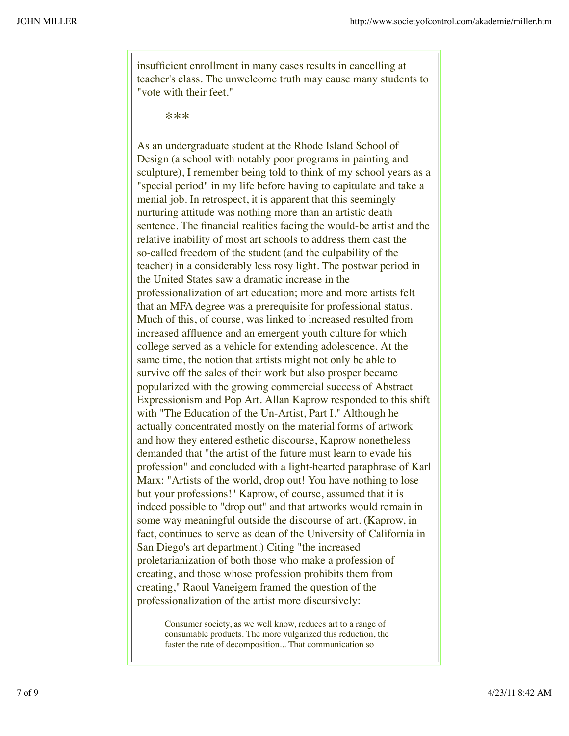insufficient enrollment in many cases results in cancelling at teacher's class. The unwelcome truth may cause many students to "vote with their feet."

***

As an undergraduate student at the Rhode Island School of Design (a school with notably poor programs in painting and sculpture), I remember being told to think of my school years as a "special period" in my life before having to capitulate and take a menial job. In retrospect, it is apparent that this seemingly nurturing attitude was nothing more than an artistic death sentence. The financial realities facing the would-be artist and the relative inability of most art schools to address them cast the so-called freedom of the student (and the culpability of the teacher) in a considerably less rosy light. The postwar period in the United States saw a dramatic increase in the professionalization of art education; more and more artists felt that an MFA degree was a prerequisite for professional status. Much of this, of course, was linked to increased resulted from increased affluence and an emergent youth culture for which college served as a vehicle for extending adolescence. At the same time, the notion that artists might not only be able to survive off the sales of their work but also prosper became popularized with the growing commercial success of Abstract Expressionism and Pop Art. Allan Kaprow responded to this shift with "The Education of the Un-Artist, Part I." Although he actually concentrated mostly on the material forms of artwork and how they entered esthetic discourse, Kaprow nonetheless demanded that "the artist of the future must learn to evade his profession" and concluded with a light-hearted paraphrase of Karl Marx: "Artists of the world, drop out! You have nothing to lose but your professions!" Kaprow, of course, assumed that it is indeed possible to "drop out" and that artworks would remain in some way meaningful outside the discourse of art. (Kaprow, in fact, continues to serve as dean of the University of California in San Diego's art department.) Citing "the increased proletarianization of both those who make a profession of creating, and those whose profession prohibits them from creating," Raoul Vaneigem framed the question of the professionalization of the artist more discursively:

> Consumer society, as we well know, reduces art to a range of consumable products. The more vulgarized this reduction, the faster the rate of decomposition... That communication so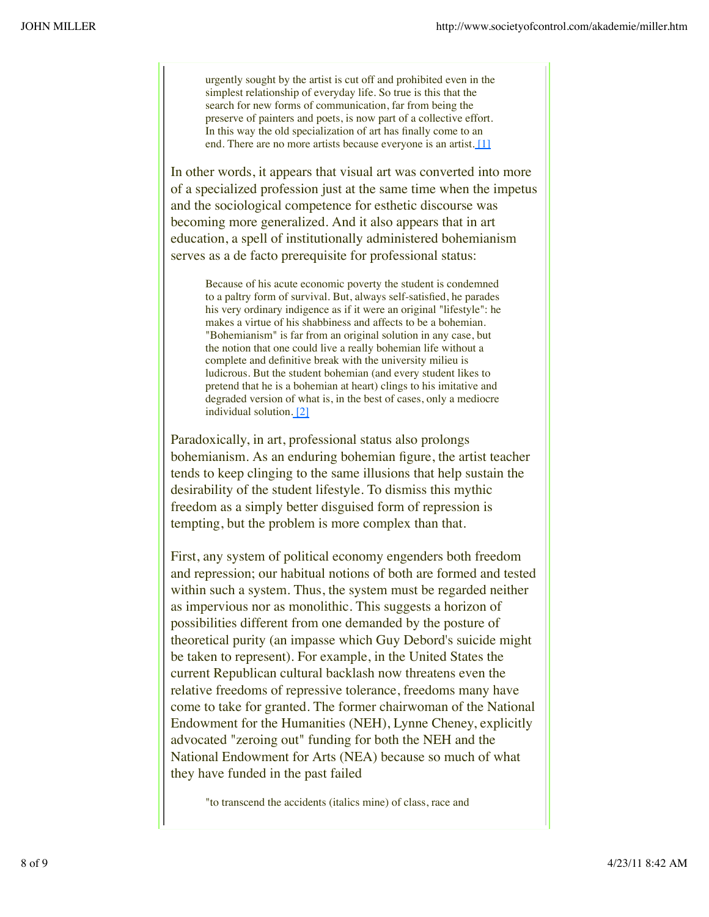> urgently sought by the artist is cut off and prohibited even in the simplest relationship of everyday life. So true is this that the search for new forms of communication, far from being the preserve of painters and poets, is now part of a collective effort. In this way the old specialization of art has finally come to an end. There are no more artists because everyone is an artist. [1]

In other words, it appears that visual art was converted into more of a specialized profession just at the same time when the impetus and the sociological competence for esthetic discourse was becoming more generalized. And it also appears that in art education, a spell of institutionally administered bohemianism serves as a de facto prerequisite for professional status:

> Because of his acute economic poverty the student is condemned to a paltry form of survival. But, always self-satisfied, he parades his very ordinary indigence as if it were an original "lifestyle": he makes a virtue of his shabbiness and affects to be a bohemian. "Bohemianism" is far from an original solution in any case, but the notion that one could live a really bohemian life without a complete and definitive break with the university milieu is ludicrous. But the student bohemian (and every student likes to pretend that he is a bohemian at heart) clings to his imitative and degraded version of what is, in the best of cases, only a mediocre individual solution. [2]

Paradoxically, in art, professional status also prolongs bohemianism. As an enduring bohemian figure, the artist teacher tends to keep clinging to the same illusions that help sustain the desirability of the student lifestyle. To dismiss this mythic freedom as a simply better disguised form of repression is tempting, but the problem is more complex than that.

First, any system of political economy engenders both freedom and repression; our habitual notions of both are formed and tested within such a system. Thus, the system must be regarded neither as impervious nor as monolithic. This suggests a horizon of possibilities different from one demanded by the posture of theoretical purity (an impasse which Guy Debord's suicide might be taken to represent). For example, in the United States the current Republican cultural backlash now threatens even the relative freedoms of repressive tolerance, freedoms many have come to take for granted. The former chairwoman of the National Endowment for the Humanities (NEH), Lynne Cheney, explicitly advocated "zeroing out" funding for both the NEH and the National Endowment for Arts (NEA) because so much of what they have funded in the past failed

> "to transcend the accidents (italics mine) of class, race and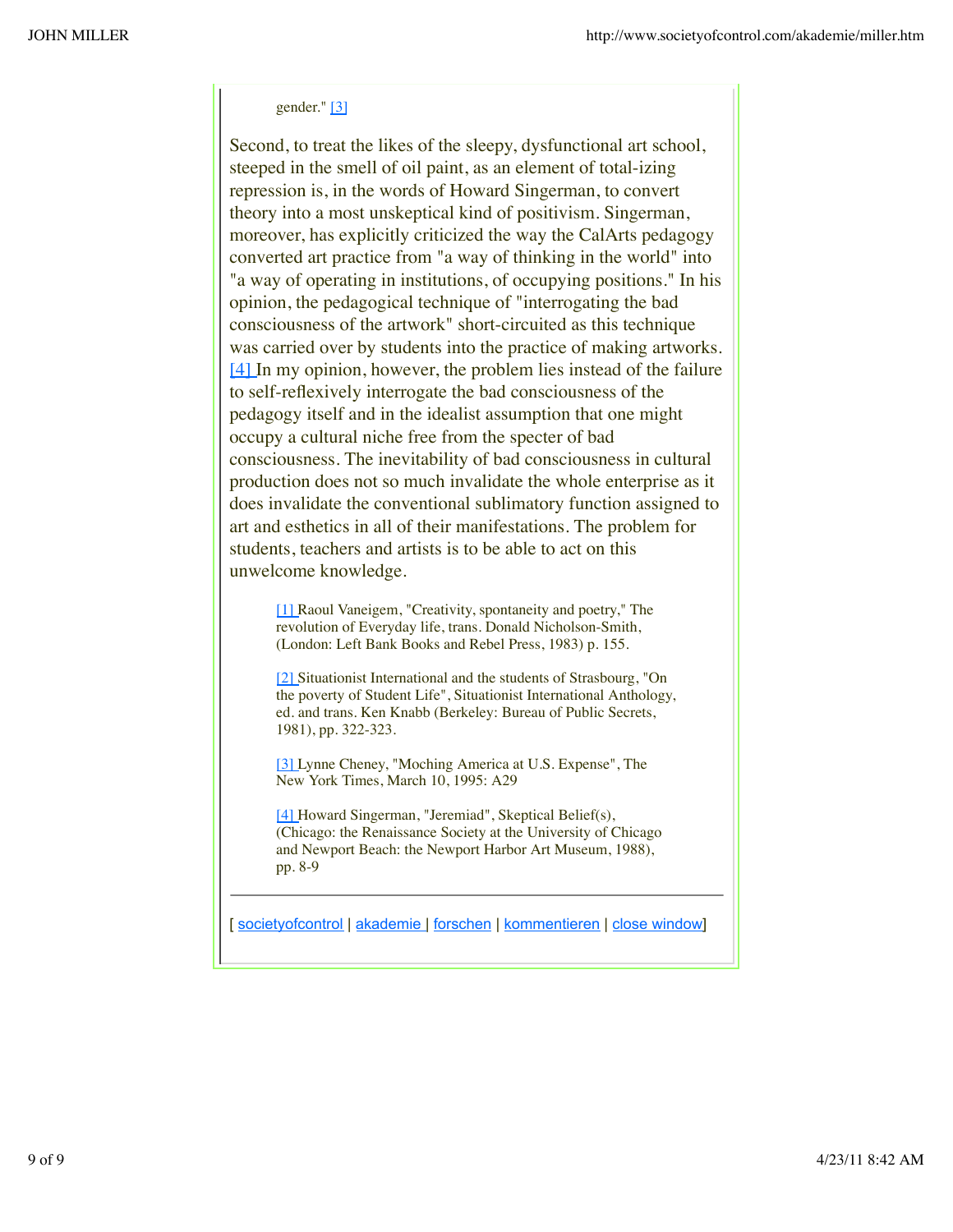gender." [3]

Second, to treat the likes of the sleepy, dysfunctional art school, steeped in the smell of oil paint, as an element of total-izing repression is, in the words of Howard Singerman, to convert theory into a most unskeptical kind of positivism. Singerman, moreover, has explicitly criticized the way the CalArts pedagogy converted art practice from "a way of thinking in the world" into "a way of operating in institutions, of occupying positions." In his opinion, the pedagogical technique of "interrogating the bad consciousness of the artwork" short-circuited as this technique was carried over by students into the practice of making artworks. [4] In my opinion, however, the problem lies instead of the failure to self-reflexively interrogate the bad consciousness of the pedagogy itself and in the idealist assumption that one might occupy a cultural niche free from the specter of bad consciousness. The inevitability of bad consciousness in cultural production does not so much invalidate the whole enterprise as it does invalidate the conventional sublimatory function assigned to art and esthetics in all of their manifestations. The problem for students, teachers and artists is to be able to act on this unwelcome knowledge.

[1] Raoul Vaneigem, "Creativity, spontaneity and poetry," The revolution of Everyday life, trans. Donald Nicholson-Smith, (London: Left Bank Books and Rebel Press, 1983) p. 155.

[2] Situationist International and the students of Strasbourg, "On the poverty of Student Life", Situationist International Anthology, ed. and trans. Ken Knabb (Berkeley: Bureau of Public Secrets, 1981), pp. 322-323.

[3] Lynne Cheney, "Moching America at U.S. Expense", The New York Times, March 10, 1995: A29

[4] Howard Singerman, "Jeremiad", Skeptical Belief(s), (Chicago: the Renaissance Society at the University of Chicago and Newport Beach: the Newport Harbor Art Museum, 1988), pp. 8-9

---

[ societyofcontrol | akademie | forschen | kommentieren | close window]